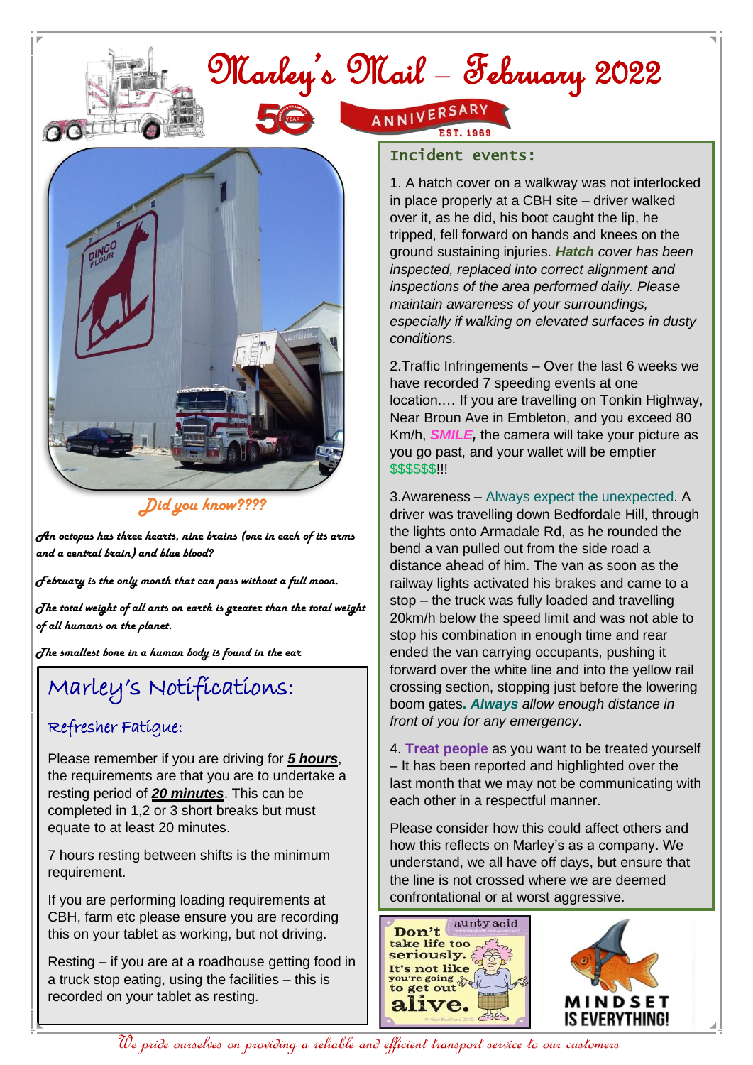# Marley's Mail – February 2022

ANNIVERSARY
EST. 1969

### Did you know????

*An octopus has three hearts, nine brains (one in each of its arms and a central brain) and blue blood?*

*February is the only month that can pass without a full moon.*

*The total weight of all ants on earth is greater than the total weight of all humans on the planet.*

*The smallest bone in a human body is found in the ear*

## Marley's Notifications:

### Refresher Fatigue:

Please remember if you are driving for ***5 hours***, the requirements are that you are to undertake a resting period of ***20 minutes***. This can be completed in 1,2 or 3 short breaks but must equate to at least 20 minutes.

7 hours resting between shifts is the minimum requirement.

If you are performing loading requirements at CBH, farm etc please ensure you are recording this on your tablet as working, but not driving.

Resting – if you are at a roadhouse getting food in a truck stop eating, using the facilities – this is recorded on your tablet as resting.

## Incident events:

1. A hatch cover on a walkway was not interlocked in place properly at a CBH site – driver walked over it, as he did, his boot caught the lip, he tripped, fell forward on hands and knees on the ground sustaining injuries. ***Hatch*** *cover has been inspected, replaced into correct alignment and inspections of the area performed daily. Please maintain awareness of your surroundings, especially if walking on elevated surfaces in dusty conditions.*

2.Traffic Infringements – Over the last 6 weeks we have recorded 7 speeding events at one location.… If you are travelling on Tonkin Highway, Near Broun Ave in Embleton, and you exceed 80 Km/h, ***SMILE,*** the camera will take your picture as you go past, and your wallet will be emptier $$$$$$!!!

3.Awareness – Always expect the unexpected. A driver was travelling down Bedfordale Hill, through the lights onto Armadale Rd, as he rounded the bend a van pulled out from the side road a distance ahead of him. The van as soon as the railway lights activated his brakes and came to a stop – the truck was fully loaded and travelling 20km/h below the speed limit and was not able to stop his combination in enough time and rear ended the van carrying occupants, pushing it forward over the white line and into the yellow rail crossing section, stopping just before the lowering boom gates. ***Always*** *allow enough distance in front of you for any emergency.*

4. **Treat people** as you want to be treated yourself – It has been reported and highlighted over the last month that we may not be communicating with each other in a respectful manner.

Please consider how this could affect others and how this reflects on Marley's as a company. We understand, we all have off days, but ensure that the line is not crossed where we are deemed confrontational or at worst aggressive.

Don't take life too seriously. It's not like you're going to get out alive.

MINDSET IS EVERYTHING!

*We pride ourselves on providing a reliable and efficient transport service to our customers*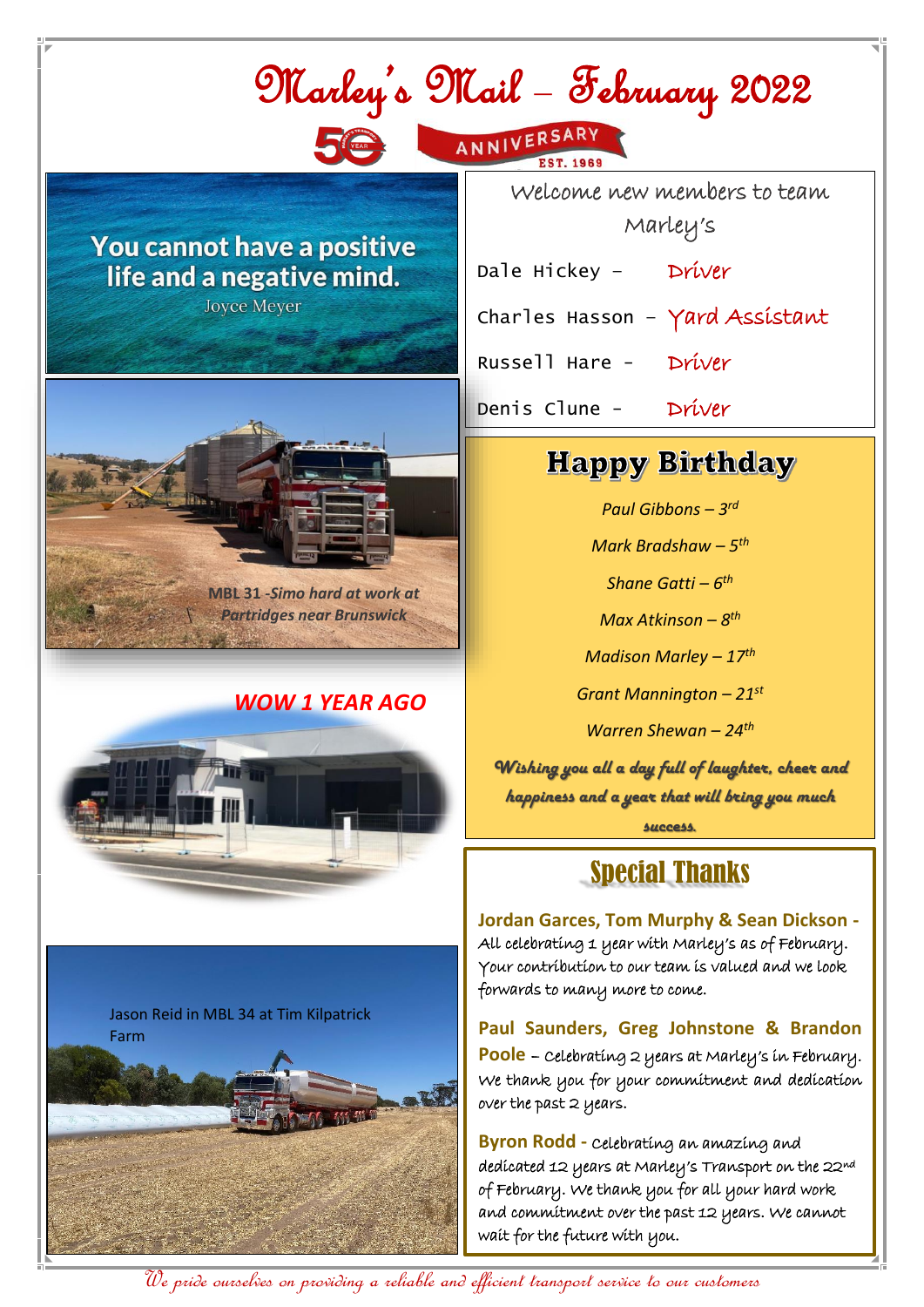# Marley's Mail – February 2022

50 YEAR ANNIVERSARY EST. 1969

You cannot have a positive life and a negative mind.
Joyce Meyer

MBL 31 -*Simo hard at work at Partridges near Brunswick*

## Welcome new members to team Marley's

Dale Hickey – Driver

Charles Hasson – Yard Assistant

Russell Hare – Driver

Denis Clune – Driver

## Happy Birthday

*Paul Gibbons – 3rd*

*Mark Bradshaw – 5th*

*Shane Gatti – 6th*

*Max Atkinson – 8th*

*Madison Marley – 17th*

*Grant Mannington – 21st*

*Warren Shewan – 24th*

*Wishing you all a day full of laughter, cheer and happiness and a year that will bring you much success.*

***WOW 1 YEAR AGO***

## Special Thanks

**Jordan Garces, Tom Murphy & Sean Dickson -** All celebrating 1 year with Marley's as of February. Your contribution to our team is valued and we look forwards to many more to come.

**Paul Saunders, Greg Johnstone & Brandon Poole** – celebrating 2 years at Marley's in February. We thank you for your commitment and dedication over the past 2 years.

**Byron Rodd -** celebrating an amazing and dedicated 12 years at Marley's Transport on the 22nd of February. We thank you for all your hard work and commitment over the past 12 years. We cannot wait for the future with you.

Jason Reid in MBL 34 at Tim Kilpatrick Farm

*We pride ourselves on providing a reliable and efficient transport service to our customers*